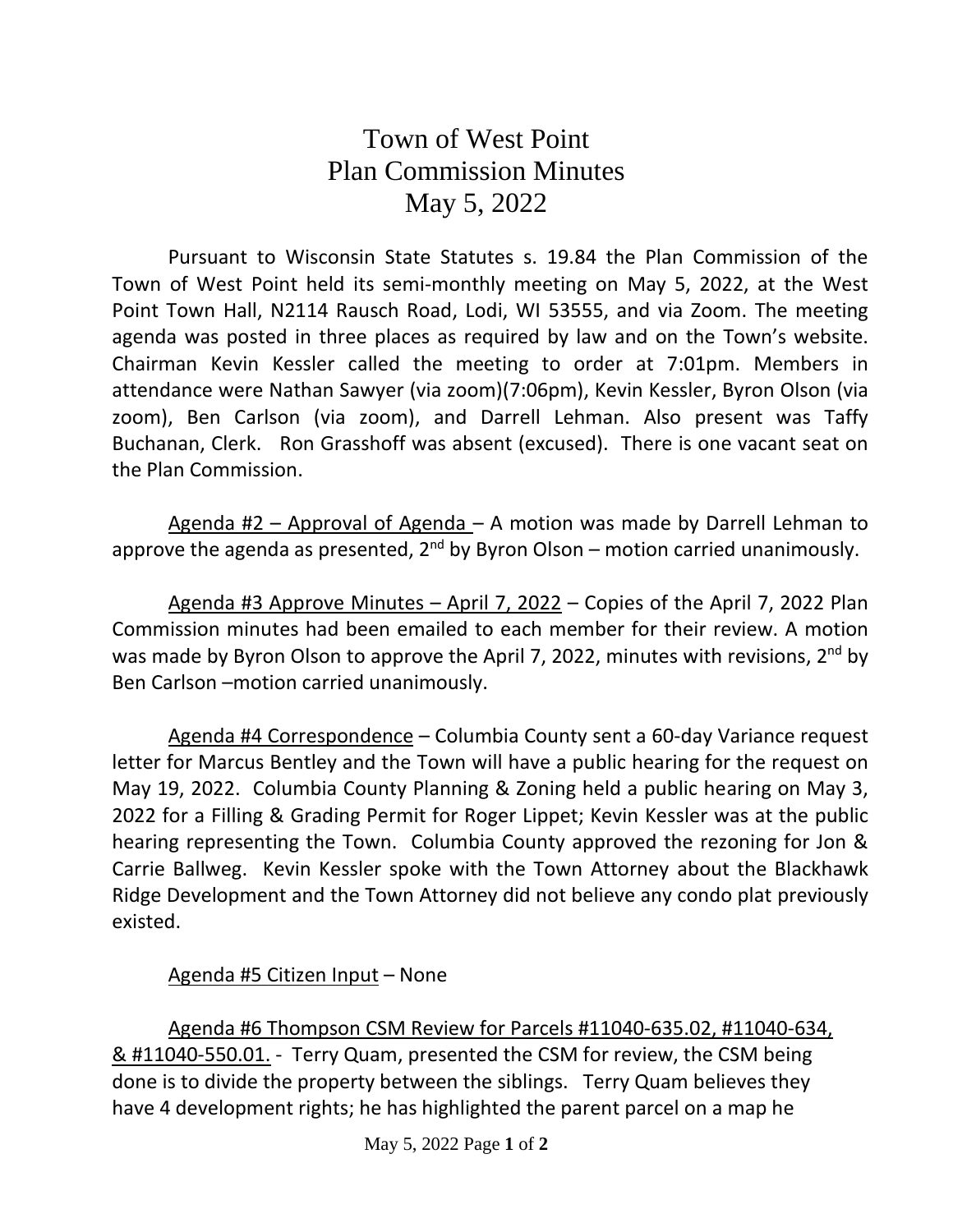# Town of West Point
# Plan Commission Minutes
# May 5, 2022

Pursuant to Wisconsin State Statutes s. 19.84 the Plan Commission of the Town of West Point held its semi-monthly meeting on May 5, 2022, at the West Point Town Hall, N2114 Rausch Road, Lodi, WI 53555, and via Zoom. The meeting agenda was posted in three places as required by law and on the Town's website. Chairman Kevin Kessler called the meeting to order at 7:01pm. Members in attendance were Nathan Sawyer (via zoom)(7:06pm), Kevin Kessler, Byron Olson (via zoom), Ben Carlson (via zoom), and Darrell Lehman. Also present was Taffy Buchanan, Clerk. Ron Grasshoff was absent (excused). There is one vacant seat on the Plan Commission.

Agenda #2 – Approval of Agenda – A motion was made by Darrell Lehman to approve the agenda as presented, 2nd by Byron Olson – motion carried unanimously.

Agenda #3 Approve Minutes – April 7, 2022 – Copies of the April 7, 2022 Plan Commission minutes had been emailed to each member for their review. A motion was made by Byron Olson to approve the April 7, 2022, minutes with revisions, 2nd by Ben Carlson –motion carried unanimously.

Agenda #4 Correspondence – Columbia County sent a 60-day Variance request letter for Marcus Bentley and the Town will have a public hearing for the request on May 19, 2022. Columbia County Planning & Zoning held a public hearing on May 3, 2022 for a Filling & Grading Permit for Roger Lippet; Kevin Kessler was at the public hearing representing the Town. Columbia County approved the rezoning for Jon & Carrie Ballweg. Kevin Kessler spoke with the Town Attorney about the Blackhawk Ridge Development and the Town Attorney did not believe any condo plat previously existed.

Agenda #5 Citizen Input – None

Agenda #6 Thompson CSM Review for Parcels #11040-635.02, #11040-634, & #11040-550.01. - Terry Quam, presented the CSM for review, the CSM being done is to divide the property between the siblings. Terry Quam believes they have 4 development rights; he has highlighted the parent parcel on a map he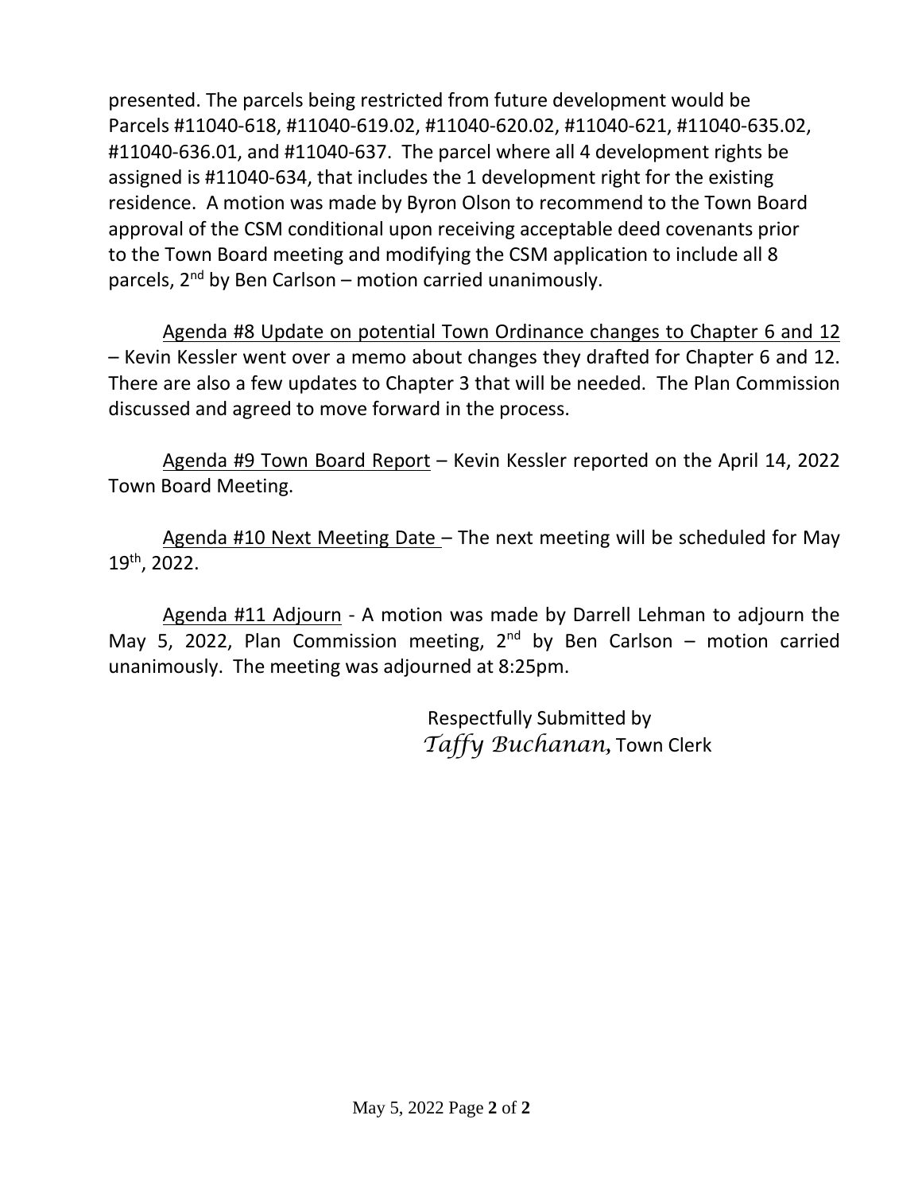presented. The parcels being restricted from future development would be Parcels #11040-618, #11040-619.02, #11040-620.02, #11040-621, #11040-635.02, #11040-636.01, and #11040-637. The parcel where all 4 development rights be assigned is #11040-634, that includes the 1 development right for the existing residence. A motion was made by Byron Olson to recommend to the Town Board approval of the CSM conditional upon receiving acceptable deed covenants prior to the Town Board meeting and modifying the CSM application to include all 8 parcels, 2nd by Ben Carlson – motion carried unanimously.

Agenda #8 Update on potential Town Ordinance changes to Chapter 6 and 12 – Kevin Kessler went over a memo about changes they drafted for Chapter 6 and 12. There are also a few updates to Chapter 3 that will be needed. The Plan Commission discussed and agreed to move forward in the process.

Agenda #9 Town Board Report – Kevin Kessler reported on the April 14, 2022 Town Board Meeting.

Agenda #10 Next Meeting Date – The next meeting will be scheduled for May 19th, 2022.

Agenda #11 Adjourn - A motion was made by Darrell Lehman to adjourn the May 5, 2022, Plan Commission meeting, 2nd by Ben Carlson – motion carried unanimously. The meeting was adjourned at 8:25pm.

Respectfully Submitted by
*Taffy Buchanan*, Town Clerk